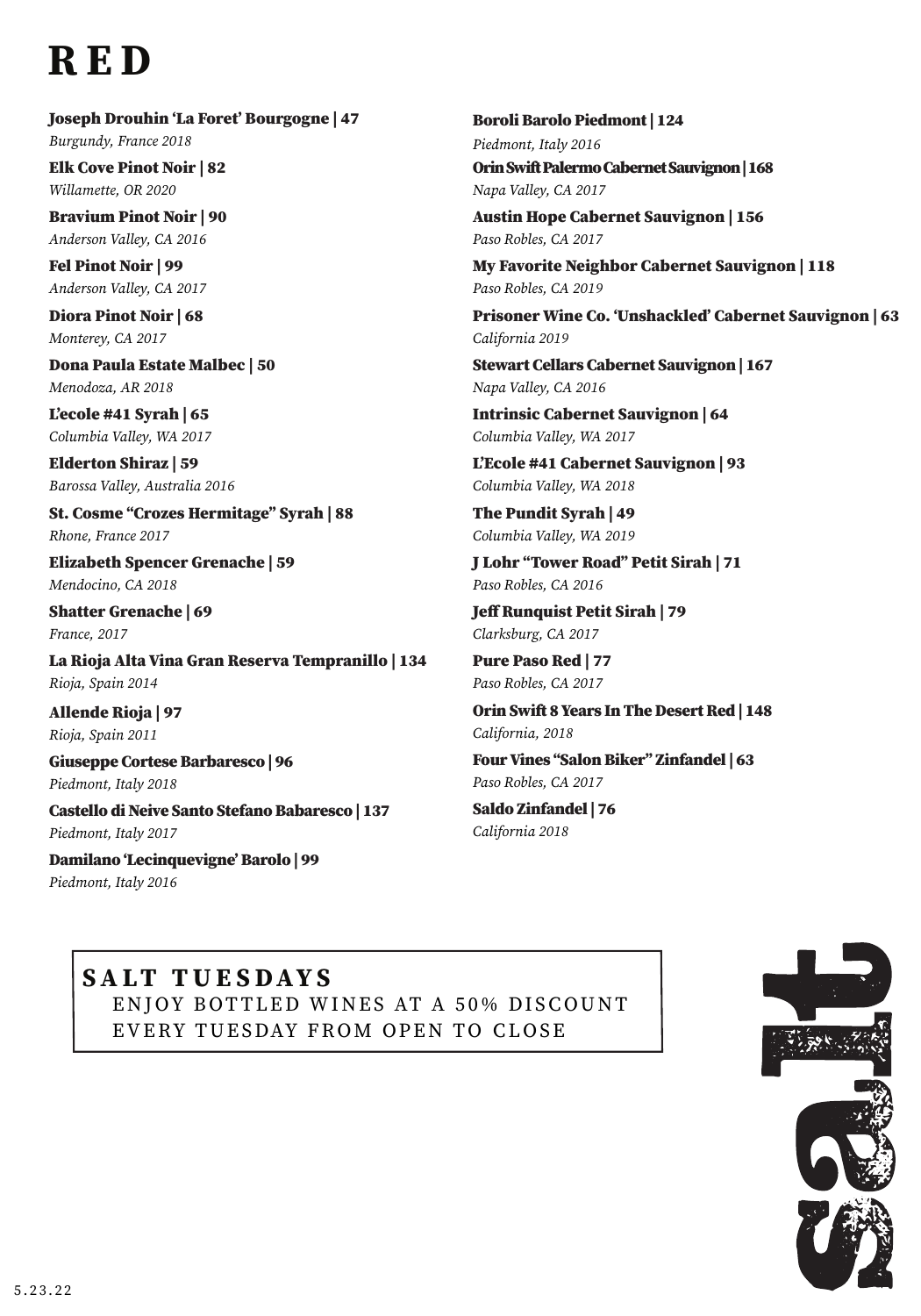# RED

**Joseph Drouhin 'La Foret' Bourgogne | 47**
*Burgundy, France 2018*

**Elk Cove Pinot Noir | 82**
*Willamette, OR 2020*

**Bravium Pinot Noir | 90**
*Anderson Valley, CA 2016*

**Fel Pinot Noir | 99**
*Anderson Valley, CA 2017*

**Diora Pinot Noir | 68**
*Monterey, CA 2017*

**Dona Paula Estate Malbec | 50**
*Menodoza, AR 2018*

**L'ecole #41 Syrah | 65**
*Columbia Valley, WA 2017*

**Elderton Shiraz | 59**
*Barossa Valley, Australia 2016*

**St. Cosme "Crozes Hermitage" Syrah | 88**
*Rhone, France 2017*

**Elizabeth Spencer Grenache | 59**
*Mendocino, CA 2018*

**Shatter Grenache | 69**
*France, 2017*

**La Rioja Alta Vina Gran Reserva Tempranillo | 134**
*Rioja, Spain 2014*

**Allende Rioja | 97**
*Rioja, Spain 2011*

**Giuseppe Cortese Barbaresco | 96**
*Piedmont, Italy 2018*

**Castello di Neive Santo Stefano Babaresco | 137**
*Piedmont, Italy 2017*

**Damilano 'Lecinquevigne' Barolo | 99**
*Piedmont, Italy 2016*

**Boroli Barolo Piedmont | 124**
*Piedmont, Italy 2016*

**Orin Swift Palermo Cabernet Sauvignon | 168**
*Napa Valley, CA 2017*

**Austin Hope Cabernet Sauvignon | 156**
*Paso Robles, CA 2017*

**My Favorite Neighbor Cabernet Sauvignon | 118**
*Paso Robles, CA 2019*

**Prisoner Wine Co. 'Unshackled' Cabernet Sauvignon | 63**
*California 2019*

**Stewart Cellars Cabernet Sauvignon | 167**
*Napa Valley, CA 2016*

**Intrinsic Cabernet Sauvignon | 64**
*Columbia Valley, WA 2017*

**L'Ecole #41 Cabernet Sauvignon | 93**
*Columbia Valley, WA 2018*

**The Pundit Syrah | 49**
*Columbia Valley, WA 2019*

**J Lohr "Tower Road" Petit Sirah | 71**
*Paso Robles, CA 2016*

**Jeff Runquist Petit Sirah | 79**
*Clarksburg, CA 2017*

**Pure Paso Red | 77**
*Paso Robles, CA 2017*

**Orin Swift 8 Years In The Desert Red | 148**
*California, 2018*

**Four Vines "Salon Biker" Zinfandel | 63**
*Paso Robles, CA 2017*

**Saldo Zinfandel | 76**
*California 2018*

**SALT TUESDAYS**
ENJOY BOTTLED WINES AT A 50% DISCOUNT
EVERY TUESDAY FROM OPEN TO CLOSE

salt

5.23.22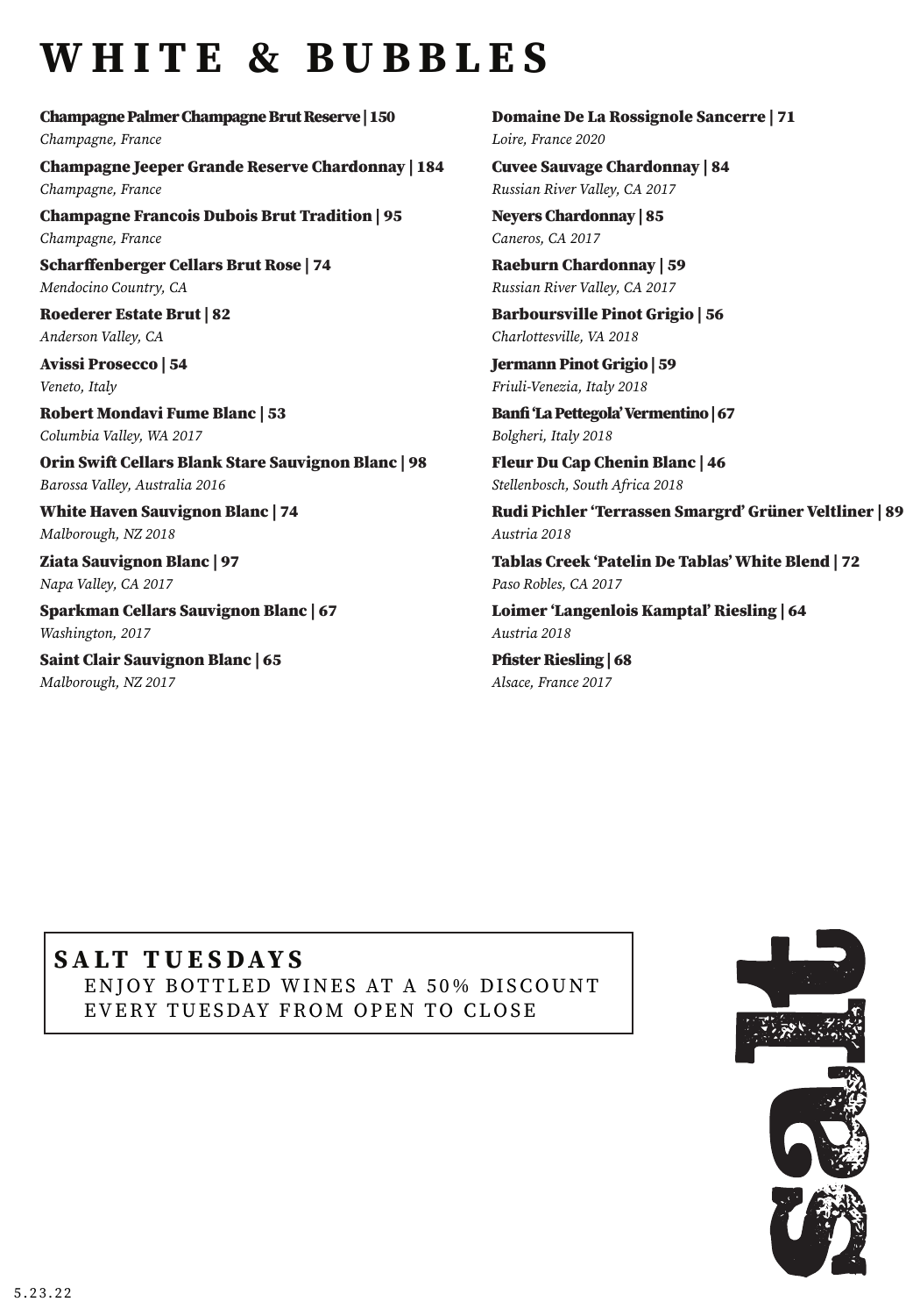# WHITE & BUBBLES

**Champagne Palmer Champagne Brut Reserve | 150**
*Champagne, France*

**Champagne Jeeper Grande Reserve Chardonnay | 184**
*Champagne, France*

**Champagne Francois Dubois Brut Tradition | 95**
*Champagne, France*

**Scharffenberger Cellars Brut Rose | 74**
*Mendocino Country, CA*

**Roederer Estate Brut | 82**
*Anderson Valley, CA*

**Avissi Prosecco | 54**
*Veneto, Italy*

**Robert Mondavi Fume Blanc | 53**
*Columbia Valley, WA 2017*

**Orin Swift Cellars Blank Stare Sauvignon Blanc | 98**
*Barossa Valley, Australia 2016*

**White Haven Sauvignon Blanc | 74**
*Malborough, NZ 2018*

**Ziata Sauvignon Blanc | 97**
*Napa Valley, CA 2017*

**Sparkman Cellars Sauvignon Blanc | 67**
*Washington, 2017*

**Saint Clair Sauvignon Blanc | 65**
*Malborough, NZ 2017*

**Domaine De La Rossignole Sancerre | 71**
*Loire, France 2020*

**Cuvee Sauvage Chardonnay | 84**
*Russian River Valley, CA 2017*

**Neyers Chardonnay | 85**
*Caneros, CA 2017*

**Raeburn Chardonnay | 59**
*Russian River Valley, CA 2017*

**Barboursville Pinot Grigio | 56**
*Charlottesville, VA 2018*

**Jermann Pinot Grigio | 59**
*Friuli-Venezia, Italy 2018*

**Banfi 'La Pettegola' Vermentino | 67**
*Bolgheri, Italy 2018*

**Fleur Du Cap Chenin Blanc | 46**
*Stellenbosch, South Africa 2018*

**Rudi Pichler 'Terrassen Smargrd' Grüner Veltliner | 89**
*Austria 2018*

**Tablas Creek 'Patelin De Tablas' White Blend | 72**
*Paso Robles, CA 2017*

**Loimer 'Langenlois Kamptal' Riesling | 64**
*Austria 2018*

**Pfister Riesling | 68**
*Alsace, France 2017*

**SALT TUESDAYS**
ENJOY BOTTLED WINES AT A 50% DISCOUNT
EVERY TUESDAY FROM OPEN TO CLOSE

salt

5.23.22